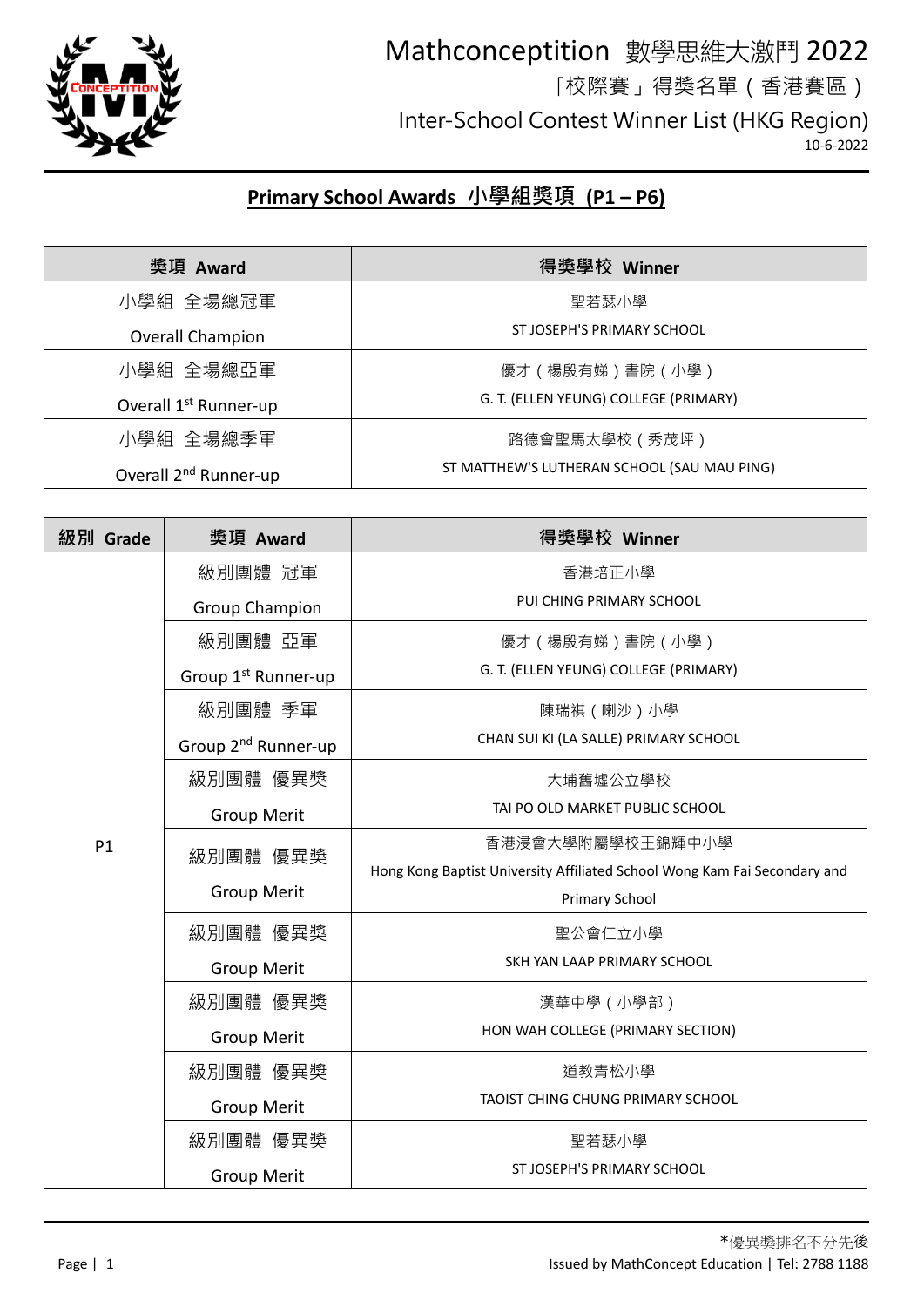# Mathconceptition 數學思維大激鬥 2022

「校際賽」得獎名單（香港賽區）

Inter-School Contest Winner List (HKG Region)

10-6-2022

## Primary School Awards 小學組獎項 (P1 – P6)

| 獎項 Award | 得獎學校 Winner |
|---|---|
| 小學組 全場總冠軍<br>Overall Champion | 聖若瑟小學<br>ST JOSEPH'S PRIMARY SCHOOL |
| 小學組 全場總亞軍<br>Overall 1st Runner-up | 優才（楊殷有娣）書院（小學）<br>G. T. (ELLEN YEUNG) COLLEGE (PRIMARY) |
| 小學組 全場總季軍<br>Overall 2nd Runner-up | 路德會聖馬太學校（秀茂坪）<br>ST MATTHEW'S LUTHERAN SCHOOL (SAU MAU PING) |

| 級別 Grade | 獎項 Award | 得獎學校 Winner |
|---|---|---|
| P1 | 級別團體 冠軍<br>Group Champion | 香港培正小學<br>PUI CHING PRIMARY SCHOOL |
| | 級別團體 亞軍<br>Group 1st Runner-up | 優才（楊殷有娣）書院（小學）<br>G. T. (ELLEN YEUNG) COLLEGE (PRIMARY) |
| | 級別團體 季軍<br>Group 2nd Runner-up | 陳瑞祺（喇沙）小學<br>CHAN SUI KI (LA SALLE) PRIMARY SCHOOL |
| | 級別團體 優異獎<br>Group Merit | 大埔舊墟公立學校<br>TAI PO OLD MARKET PUBLIC SCHOOL |
| | 級別團體 優異獎<br>Group Merit | 香港浸會大學附屬學校王錦輝中小學<br>Hong Kong Baptist University Affiliated School Wong Kam Fai Secondary and Primary School |
| | 級別團體 優異獎<br>Group Merit | 聖公會仁立小學<br>SKH YAN LAAP PRIMARY SCHOOL |
| | 級別團體 優異獎<br>Group Merit | 漢華中學（小學部）<br>HON WAH COLLEGE (PRIMARY SECTION) |
| | 級別團體 優異獎<br>Group Merit | 道教青松小學<br>TAOIST CHING CHUNG PRIMARY SCHOOL |
| | 級別團體 優異獎<br>Group Merit | 聖若瑟小學<br>ST JOSEPH'S PRIMARY SCHOOL |

*優異獎排名不分先後

Issued by MathConcept Education | Tel: 2788 1188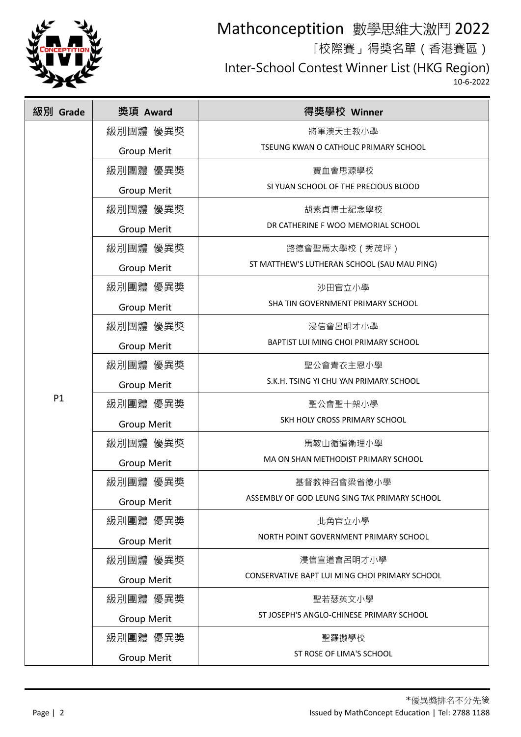# Mathconceptition 數學思維大激鬥 2022

「校際賽」得獎名單（香港賽區）

Inter-School Contest Winner List (HKG Region)

10-6-2022

| 級別 Grade | 獎項 Award | 得獎學校 Winner |
|---|---|---|
| P1 | 級別團體 優異獎 Group Merit | 將軍澳天主教小學 TSEUNG KWAN O CATHOLIC PRIMARY SCHOOL |
| | 級別團體 優異獎 Group Merit | 寶血會思源學校 SI YUAN SCHOOL OF THE PRECIOUS BLOOD |
| | 級別團體 優異獎 Group Merit | 胡素貞博士紀念學校 DR CATHERINE F WOO MEMORIAL SCHOOL |
| | 級別團體 優異獎 Group Merit | 路德會聖馬太學校（秀茂坪） ST MATTHEW'S LUTHERAN SCHOOL (SAU MAU PING) |
| | 級別團體 優異獎 Group Merit | 沙田官立小學 SHA TIN GOVERNMENT PRIMARY SCHOOL |
| | 級別團體 優異獎 Group Merit | 浸信會呂明才小學 BAPTIST LUI MING CHOI PRIMARY SCHOOL |
| | 級別團體 優異獎 Group Merit | 聖公會青衣主恩小學 S.K.H. TSING YI CHU YAN PRIMARY SCHOOL |
| | 級別團體 優異獎 Group Merit | 聖公會聖十架小學 SKH HOLY CROSS PRIMARY SCHOOL |
| | 級別團體 優異獎 Group Merit | 馬鞍山循道衛理小學 MA ON SHAN METHODIST PRIMARY SCHOOL |
| | 級別團體 優異獎 Group Merit | 基督教神召會梁省德小學 ASSEMBLY OF GOD LEUNG SING TAK PRIMARY SCHOOL |
| | 級別團體 優異獎 Group Merit | 北角官立小學 NORTH POINT GOVERNMENT PRIMARY SCHOOL |
| | 級別團體 優異獎 Group Merit | 浸信宣道會呂明才小學 CONSERVATIVE BAPT LUI MING CHOI PRIMARY SCHOOL |
| | 級別團體 優異獎 Group Merit | 聖若瑟英文小學 ST JOSEPH'S ANGLO-CHINESE PRIMARY SCHOOL |
| | 級別團體 優異獎 Group Merit | 聖羅撒學校 ST ROSE OF LIMA'S SCHOOL |

*優異獎排名不分先後

Issued by MathConcept Education | Tel: 2788 1188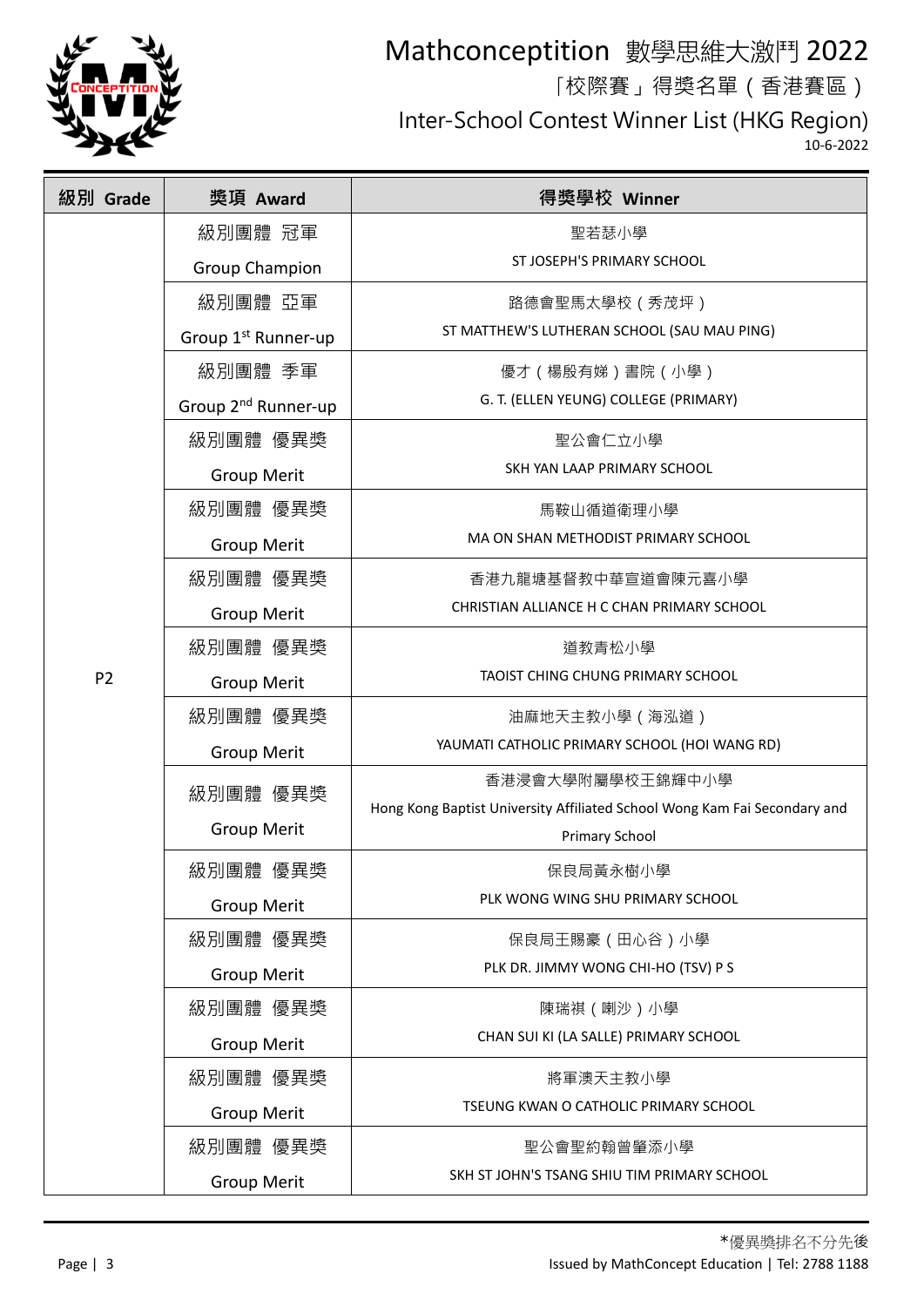# Mathconceptition 數學思維大激鬥 2022

## 「校際賽」得獎名單（香港賽區）

## Inter-School Contest Winner List (HKG Region)

10-6-2022

| 級別 Grade | 獎項 Award | 得獎學校 Winner |
|---|---|---|
| P2 | 級別團體 冠軍<br>Group Champion | 聖若瑟小學<br>ST JOSEPH'S PRIMARY SCHOOL |
| | 級別團體 亞軍<br>Group 1st Runner-up | 路德會聖馬太學校（秀茂坪）<br>ST MATTHEW'S LUTHERAN SCHOOL (SAU MAU PING) |
| | 級別團體 季軍<br>Group 2nd Runner-up | 優才（楊殷有娣）書院（小學）<br>G. T. (ELLEN YEUNG) COLLEGE (PRIMARY) |
| | 級別團體 優異獎<br>Group Merit | 聖公會仁立小學<br>SKH YAN LAAP PRIMARY SCHOOL |
| | 級別團體 優異獎<br>Group Merit | 馬鞍山循道衛理小學<br>MA ON SHAN METHODIST PRIMARY SCHOOL |
| | 級別團體 優異獎<br>Group Merit | 香港九龍塘基督教中華宣道會陳元喜小學<br>CHRISTIAN ALLIANCE H C CHAN PRIMARY SCHOOL |
| | 級別團體 優異獎<br>Group Merit | 道教青松小學<br>TAOIST CHING CHUNG PRIMARY SCHOOL |
| | 級別團體 優異獎<br>Group Merit | 油麻地天主教小學（海泓道）<br>YAUMATI CATHOLIC PRIMARY SCHOOL (HOI WANG RD) |
| | 級別團體 優異獎<br>Group Merit | 香港浸會大學附屬學校王錦輝中小學<br>Hong Kong Baptist University Affiliated School Wong Kam Fai Secondary and Primary School |
| | 級別團體 優異獎<br>Group Merit | 保良局黃永樹小學<br>PLK WONG WING SHU PRIMARY SCHOOL |
| | 級別團體 優異獎<br>Group Merit | 保良局王賜豪（田心谷）小學<br>PLK DR. JIMMY WONG CHI-HO (TSV) P S |
| | 級別團體 優異獎<br>Group Merit | 陳瑞祺（喇沙）小學<br>CHAN SUI KI (LA SALLE) PRIMARY SCHOOL |
| | 級別團體 優異獎<br>Group Merit | 將軍澳天主教小學<br>TSEUNG KWAN O CATHOLIC PRIMARY SCHOOL |
| | 級別團體 優異獎<br>Group Merit | 聖公會聖約翰曾肇添小學<br>SKH ST JOHN'S TSANG SHIU TIM PRIMARY SCHOOL |

*優異獎排名不分先後

Issued by MathConcept Education | Tel: 2788 1188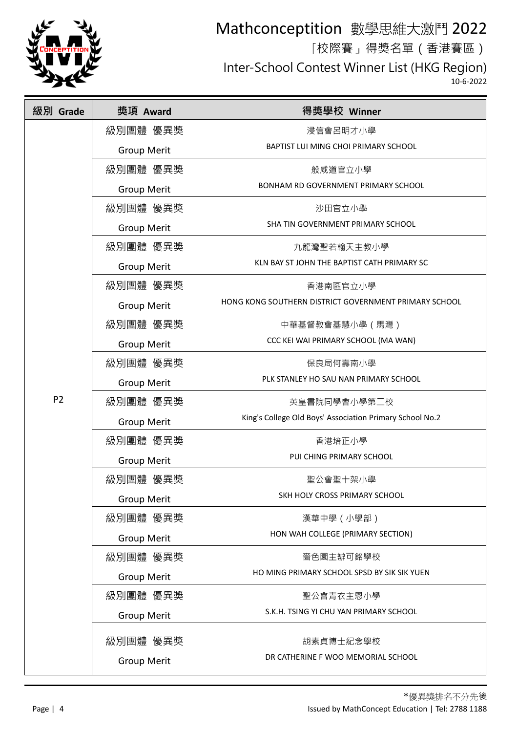# Mathconceptition 數學思維大激鬥 2022

「校際賽」得獎名單（香港賽區）

Inter-School Contest Winner List (HKG Region)

10-6-2022

| 級別 Grade | 獎項 Award | 得獎學校 Winner |
|---|---|---|
| P2 | 級別團體 優異獎 Group Merit | 浸信會呂明才小學 BAPTIST LUI MING CHOI PRIMARY SCHOOL |
| | 級別團體 優異獎 Group Merit | 般咸道官立小學 BONHAM RD GOVERNMENT PRIMARY SCHOOL |
| | 級別團體 優異獎 Group Merit | 沙田官立小學 SHA TIN GOVERNMENT PRIMARY SCHOOL |
| | 級別團體 優異獎 Group Merit | 九龍灣聖若翰天主教小學 KLN BAY ST JOHN THE BAPTIST CATH PRIMARY SC |
| | 級別團體 優異獎 Group Merit | 香港南區官立小學 HONG KONG SOUTHERN DISTRICT GOVERNMENT PRIMARY SCHOOL |
| | 級別團體 優異獎 Group Merit | 中華基督教會基慧小學（馬灣） CCC KEI WAI PRIMARY SCHOOL (MA WAN) |
| | 級別團體 優異獎 Group Merit | 保良局何壽南小學 PLK STANLEY HO SAU NAN PRIMARY SCHOOL |
| | 級別團體 優異獎 Group Merit | 英皇書院同學會小學第二校 King's College Old Boys' Association Primary School No.2 |
| | 級別團體 優異獎 Group Merit | 香港培正小學 PUI CHING PRIMARY SCHOOL |
| | 級別團體 優異獎 Group Merit | 聖公會聖十架小學 SKH HOLY CROSS PRIMARY SCHOOL |
| | 級別團體 優異獎 Group Merit | 漢華中學（小學部） HON WAH COLLEGE (PRIMARY SECTION) |
| | 級別團體 優異獎 Group Merit | 嗇色園主辦可銘學校 HO MING PRIMARY SCHOOL SPSD BY SIK SIK YUEN |
| | 級別團體 優異獎 Group Merit | 聖公會青衣主恩小學 S.K.H. TSING YI CHU YAN PRIMARY SCHOOL |
| | 級別團體 優異獎 Group Merit | 胡素貞博士紀念學校 DR CATHERINE F WOO MEMORIAL SCHOOL |

*優異獎排名不分先後

Issued by MathConcept Education | Tel: 2788 1188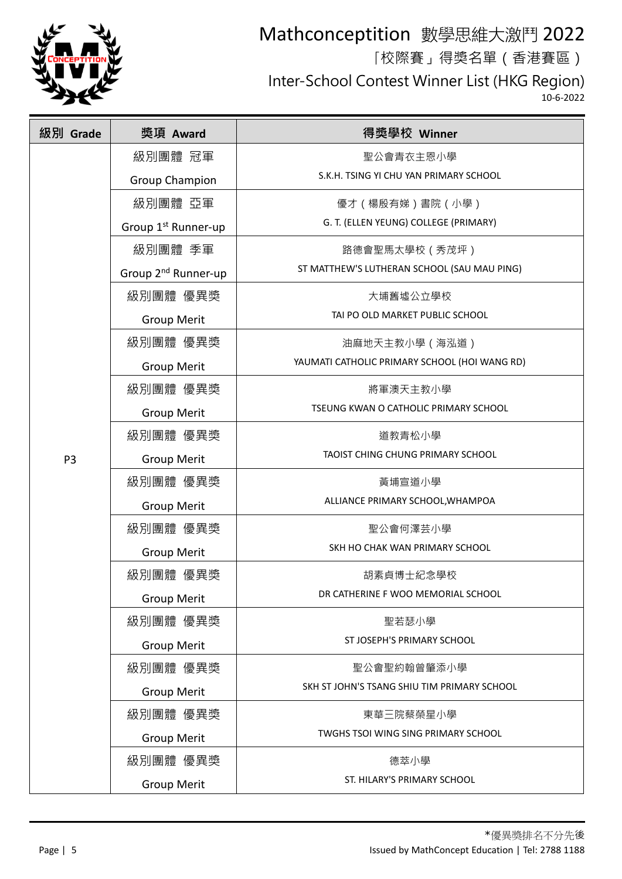# Mathconceptition 數學思維大激鬥 2022

「校際賽」得獎名單（香港賽區）

Inter-School Contest Winner List (HKG Region)

10-6-2022

| 級別 Grade | 獎項 Award | 得獎學校 Winner |
|---|---|---|
| P3 | 級別團體 冠軍<br>Group Champion | 聖公會青衣主恩小學<br>S.K.H. TSING YI CHU YAN PRIMARY SCHOOL |
| | 級別團體 亞軍<br>Group 1st Runner-up | 優才（楊殷有娣）書院（小學）<br>G. T. (ELLEN YEUNG) COLLEGE (PRIMARY) |
| | 級別團體 季軍<br>Group 2nd Runner-up | 路德會聖馬太學校（秀茂坪）<br>ST MATTHEW'S LUTHERAN SCHOOL (SAU MAU PING) |
| | 級別團體 優異獎<br>Group Merit | 大埔舊墟公立學校<br>TAI PO OLD MARKET PUBLIC SCHOOL |
| | 級別團體 優異獎<br>Group Merit | 油麻地天主教小學（海泓道）<br>YAUMATI CATHOLIC PRIMARY SCHOOL (HOI WANG RD) |
| | 級別團體 優異獎<br>Group Merit | 將軍澳天主教小學<br>TSEUNG KWAN O CATHOLIC PRIMARY SCHOOL |
| | 級別團體 優異獎<br>Group Merit | 道教青松小學<br>TAOIST CHING CHUNG PRIMARY SCHOOL |
| | 級別團體 優異獎<br>Group Merit | 黃埔宣道小學<br>ALLIANCE PRIMARY SCHOOL,WHAMPOA |
| | 級別團體 優異獎<br>Group Merit | 聖公會何澤芸小學<br>SKH HO CHAK WAN PRIMARY SCHOOL |
| | 級別團體 優異獎<br>Group Merit | 胡素貞博士紀念學校<br>DR CATHERINE F WOO MEMORIAL SCHOOL |
| | 級別團體 優異獎<br>Group Merit | 聖若瑟小學<br>ST JOSEPH'S PRIMARY SCHOOL |
| | 級別團體 優異獎<br>Group Merit | 聖公會聖約翰曾肇添小學<br>SKH ST JOHN'S TSANG SHIU TIM PRIMARY SCHOOL |
| | 級別團體 優異獎<br>Group Merit | 東華三院蔡榮星小學<br>TWGHS TSOI WING SING PRIMARY SCHOOL |
| | 級別團體 優異獎<br>Group Merit | 德萃小學<br>ST. HILARY'S PRIMARY SCHOOL |

*優異獎排名不分先後

Issued by MathConcept Education | Tel: 2788 1188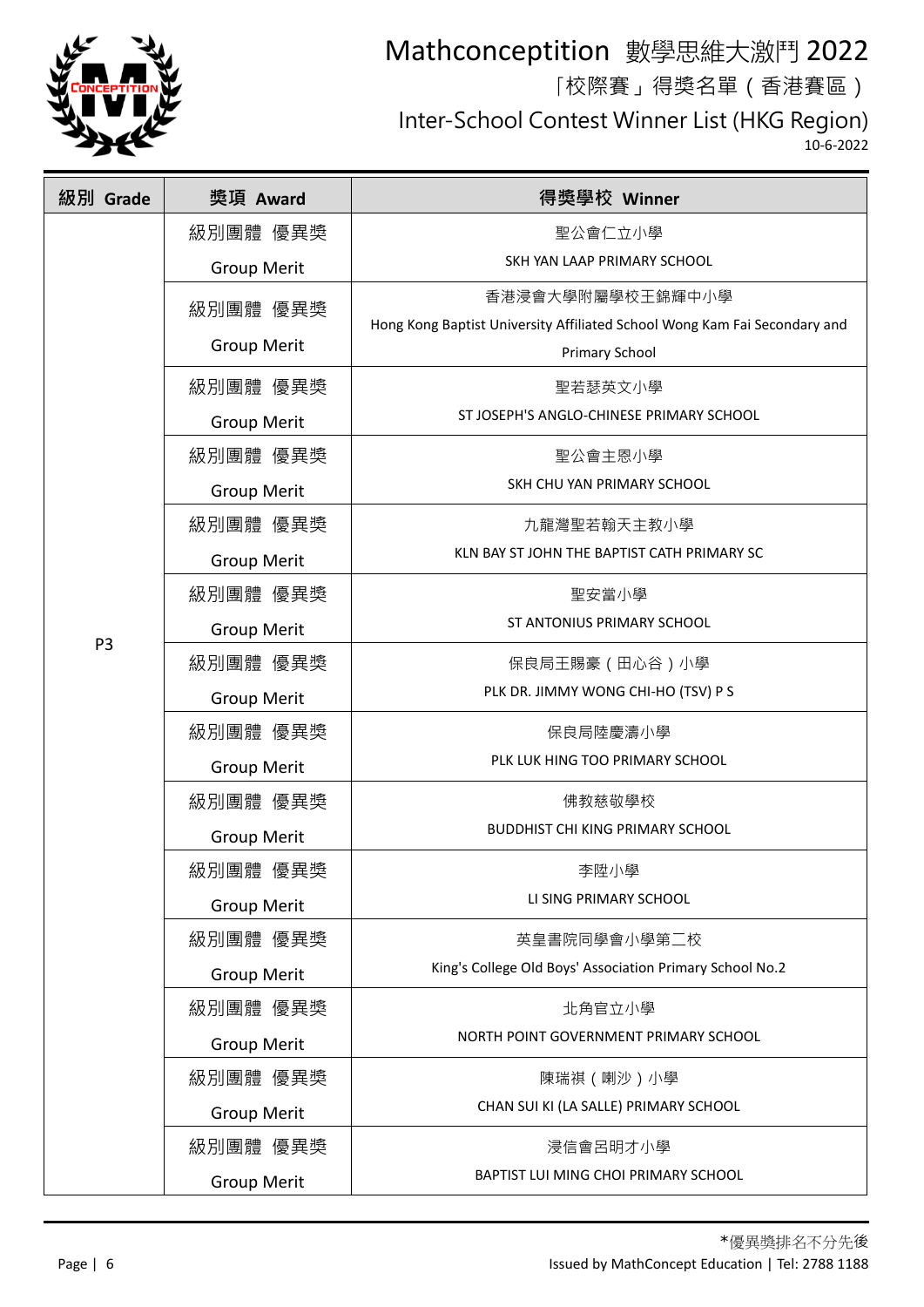# Mathconceptition 數學思維大激鬥 2022

「校際賽」得獎名單（香港賽區）

Inter-School Contest Winner List (HKG Region)

10-6-2022

| 級別 Grade | 獎項 Award | 得獎學校 Winner |
|---|---|---|
| P3 | 級別團體 優異獎<br>Group Merit | 聖公會仁立小學<br>SKH YAN LAAP PRIMARY SCHOOL |
| | 級別團體 優異獎<br>Group Merit | 香港浸會大學附屬學校王錦輝中小學<br>Hong Kong Baptist University Affiliated School Wong Kam Fai Secondary and Primary School |
| | 級別團體 優異獎<br>Group Merit | 聖若瑟英文小學<br>ST JOSEPH'S ANGLO-CHINESE PRIMARY SCHOOL |
| | 級別團體 優異獎<br>Group Merit | 聖公會主恩小學<br>SKH CHU YAN PRIMARY SCHOOL |
| | 級別團體 優異獎<br>Group Merit | 九龍灣聖若翰天主教小學<br>KLN BAY ST JOHN THE BAPTIST CATH PRIMARY SC |
| | 級別團體 優異獎<br>Group Merit | 聖安當小學<br>ST ANTONIUS PRIMARY SCHOOL |
| | 級別團體 優異獎<br>Group Merit | 保良局王賜豪（田心谷）小學<br>PLK DR. JIMMY WONG CHI-HO (TSV) P S |
| | 級別團體 優異獎<br>Group Merit | 保良局陸慶濤小學<br>PLK LUK HING TOO PRIMARY SCHOOL |
| | 級別團體 優異獎<br>Group Merit | 佛教慈敬學校<br>BUDDHIST CHI KING PRIMARY SCHOOL |
| | 級別團體 優異獎<br>Group Merit | 李陞小學<br>LI SING PRIMARY SCHOOL |
| | 級別團體 優異獎<br>Group Merit | 英皇書院同學會小學第二校<br>King's College Old Boys' Association Primary School No.2 |
| | 級別團體 優異獎<br>Group Merit | 北角官立小學<br>NORTH POINT GOVERNMENT PRIMARY SCHOOL |
| | 級別團體 優異獎<br>Group Merit | 陳瑞祺（喇沙）小學<br>CHAN SUI KI (LA SALLE) PRIMARY SCHOOL |
| | 級別團體 優異獎<br>Group Merit | 浸信會呂明才小學<br>BAPTIST LUI MING CHOI PRIMARY SCHOOL |

*優異獎排名不分先後

Issued by MathConcept Education | Tel: 2788 1188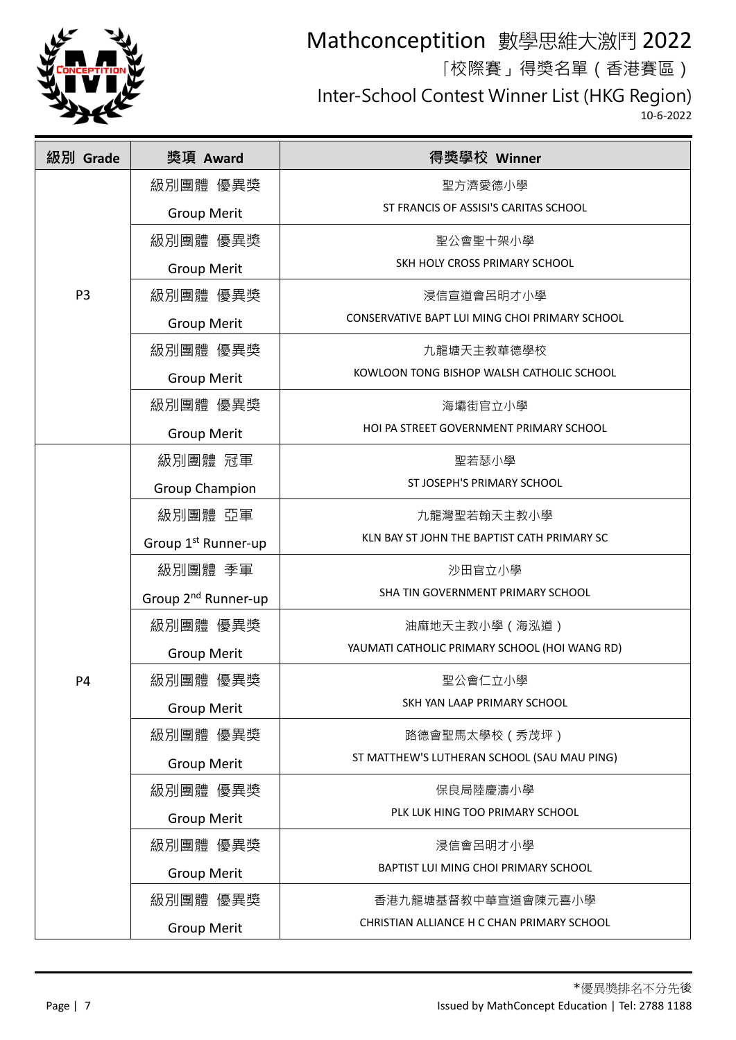# Mathconceptition 數學思維大激鬥 2022

## 「校際賽」得獎名單（香港賽區）

## Inter-School Contest Winner List (HKG Region)

10-6-2022

| 級別 Grade | 獎項 Award | 得獎學校 Winner |
|---|---|---|
| P3 | 級別團體 優異獎 Group Merit | 聖方濟愛德小學 ST FRANCIS OF ASSISI'S CARITAS SCHOOL |
| | 級別團體 優異獎 Group Merit | 聖公會聖十架小學 SKH HOLY CROSS PRIMARY SCHOOL |
| | 級別團體 優異獎 Group Merit | 浸信宣道會呂明才小學 CONSERVATIVE BAPT LUI MING CHOI PRIMARY SCHOOL |
| | 級別團體 優異獎 Group Merit | 九龍塘天主教華德學校 KOWLOON TONG BISHOP WALSH CATHOLIC SCHOOL |
| | 級別團體 優異獎 Group Merit | 海壩街官立小學 HOI PA STREET GOVERNMENT PRIMARY SCHOOL |
| P4 | 級別團體 冠軍 Group Champion | 聖若瑟小學 ST JOSEPH'S PRIMARY SCHOOL |
| | 級別團體 亞軍 Group 1st Runner-up | 九龍灣聖若翰天主教小學 KLN BAY ST JOHN THE BAPTIST CATH PRIMARY SC |
| | 級別團體 季軍 Group 2nd Runner-up | 沙田官立小學 SHA TIN GOVERNMENT PRIMARY SCHOOL |
| | 級別團體 優異獎 Group Merit | 油麻地天主教小學（海泓道） YAUMATI CATHOLIC PRIMARY SCHOOL (HOI WANG RD) |
| | 級別團體 優異獎 Group Merit | 聖公會仁立小學 SKH YAN LAAP PRIMARY SCHOOL |
| | 級別團體 優異獎 Group Merit | 路德會聖馬太學校（秀茂坪） ST MATTHEW'S LUTHERAN SCHOOL (SAU MAU PING) |
| | 級別團體 優異獎 Group Merit | 保良局陸慶濤小學 PLK LUK HING TOO PRIMARY SCHOOL |
| | 級別團體 優異獎 Group Merit | 浸信會呂明才小學 BAPTIST LUI MING CHOI PRIMARY SCHOOL |
| | 級別團體 優異獎 Group Merit | 香港九龍塘基督教中華宣道會陳元喜小學 CHRISTIAN ALLIANCE H C CHAN PRIMARY SCHOOL |

*優異獎排名不分先後

Issued by MathConcept Education | Tel: 2788 1188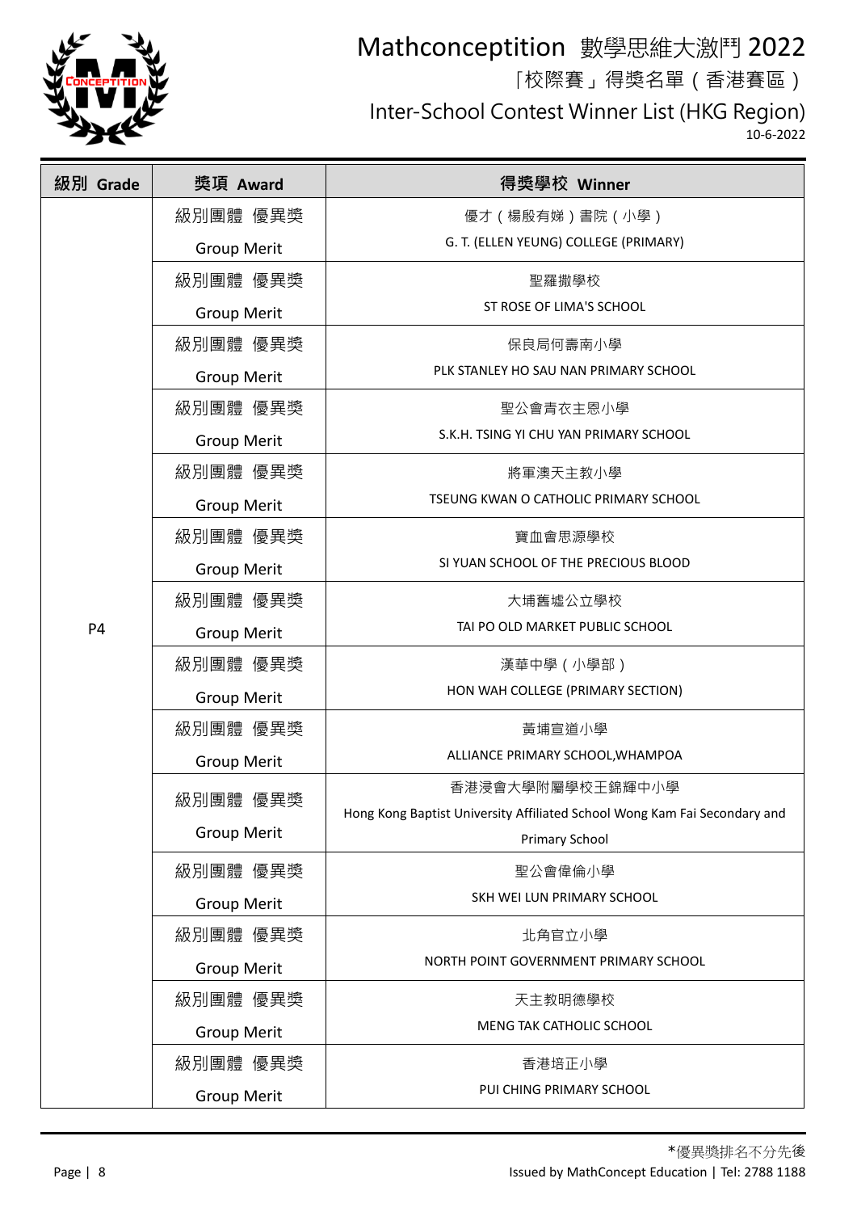# Mathconception 數學思維大激鬥 2022

「校際賽」得獎名單（香港賽區）

Inter-School Contest Winner List (HKG Region)

10-6-2022

| 級別 Grade | 獎項 Award | 得獎學校 Winner |
|---|---|---|
| P4 | 級別團體 優異獎 Group Merit | 優才（楊殷有娣）書院（小學） G. T. (ELLEN YEUNG) COLLEGE (PRIMARY) |
| | 級別團體 優異獎 Group Merit | 聖羅撒學校 ST ROSE OF LIMA'S SCHOOL |
| | 級別團體 優異獎 Group Merit | 保良局何壽南小學 PLK STANLEY HO SAU NAN PRIMARY SCHOOL |
| | 級別團體 優異獎 Group Merit | 聖公會青衣主恩小學 S.K.H. TSING YI CHU YAN PRIMARY SCHOOL |
| | 級別團體 優異獎 Group Merit | 將軍澳天主教小學 TSEUNG KWAN O CATHOLIC PRIMARY SCHOOL |
| | 級別團體 優異獎 Group Merit | 寶血會思源學校 SI YUAN SCHOOL OF THE PRECIOUS BLOOD |
| | 級別團體 優異獎 Group Merit | 大埔舊墟公立學校 TAI PO OLD MARKET PUBLIC SCHOOL |
| | 級別團體 優異獎 Group Merit | 漢華中學（小學部） HON WAH COLLEGE (PRIMARY SECTION) |
| | 級別團體 優異獎 Group Merit | 黃埔宣道小學 ALLIANCE PRIMARY SCHOOL,WHAMPOA |
| | 級別團體 優異獎 Group Merit | 香港浸會大學附屬學校王錦輝中小學 Hong Kong Baptist University Affiliated School Wong Kam Fai Secondary and Primary School |
| | 級別團體 優異獎 Group Merit | 聖公會偉倫小學 SKH WEI LUN PRIMARY SCHOOL |
| | 級別團體 優異獎 Group Merit | 北角官立小學 NORTH POINT GOVERNMENT PRIMARY SCHOOL |
| | 級別團體 優異獎 Group Merit | 天主教明德學校 MENG TAK CATHOLIC SCHOOL |
| | 級別團體 優異獎 Group Merit | 香港培正小學 PUI CHING PRIMARY SCHOOL |

*優異獎排名不分先後

Issued by MathConcept Education | Tel: 2788 1188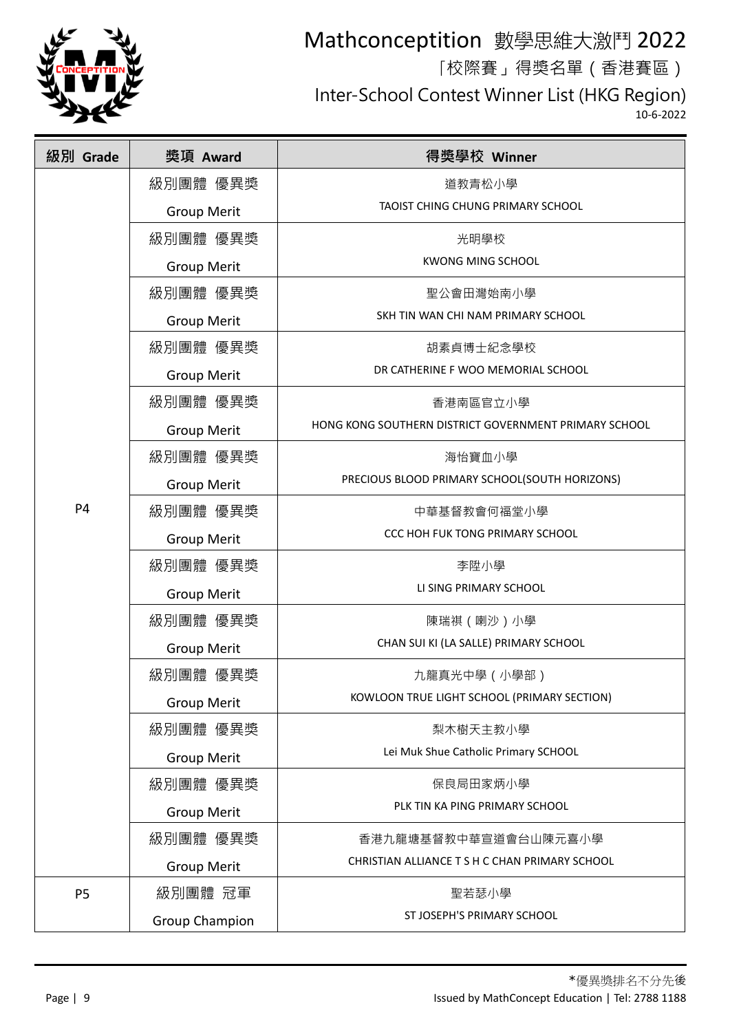# Mathconceptition 數學思維大激鬥 2022

「校際賽」得獎名單（香港賽區）

Inter-School Contest Winner List (HKG Region)

10-6-2022

| 級別 Grade | 獎項 Award | 得獎學校 Winner |
|---|---|---|
| P4 | 級別團體 優異獎 Group Merit | 道教青松小學 TAOIST CHING CHUNG PRIMARY SCHOOL |
| | 級別團體 優異獎 Group Merit | 光明學校 KWONG MING SCHOOL |
| | 級別團體 優異獎 Group Merit | 聖公會田灣始南小學 SKH TIN WAN CHI NAM PRIMARY SCHOOL |
| | 級別團體 優異獎 Group Merit | 胡素貞博士紀念學校 DR CATHERINE F WOO MEMORIAL SCHOOL |
| | 級別團體 優異獎 Group Merit | 香港南區官立小學 HONG KONG SOUTHERN DISTRICT GOVERNMENT PRIMARY SCHOOL |
| | 級別團體 優異獎 Group Merit | 海怡寶血小學 PRECIOUS BLOOD PRIMARY SCHOOL(SOUTH HORIZONS) |
| | 級別團體 優異獎 Group Merit | 中華基督教會何福堂小學 CCC HOH FUK TONG PRIMARY SCHOOL |
| | 級別團體 優異獎 Group Merit | 李陞小學 LI SING PRIMARY SCHOOL |
| | 級別團體 優異獎 Group Merit | 陳瑞祺（喇沙）小學 CHAN SUI KI (LA SALLE) PRIMARY SCHOOL |
| | 級別團體 優異獎 Group Merit | 九龍真光中學（小學部） KOWLOON TRUE LIGHT SCHOOL (PRIMARY SECTION) |
| | 級別團體 優異獎 Group Merit | 梨木樹天主教小學 Lei Muk Shue Catholic Primary SCHOOL |
| | 級別團體 優異獎 Group Merit | 保良局田家炳小學 PLK TIN KA PING PRIMARY SCHOOL |
| | 級別團體 優異獎 Group Merit | 香港九龍塘基督教中華宣道會台山陳元喜小學 CHRISTIAN ALLIANCE T S H C CHAN PRIMARY SCHOOL |
| P5 | 級別團體 冠軍 Group Champion | 聖若瑟小學 ST JOSEPH'S PRIMARY SCHOOL |

*優異獎排名不分先後

Issued by MathConcept Education | Tel: 2788 1188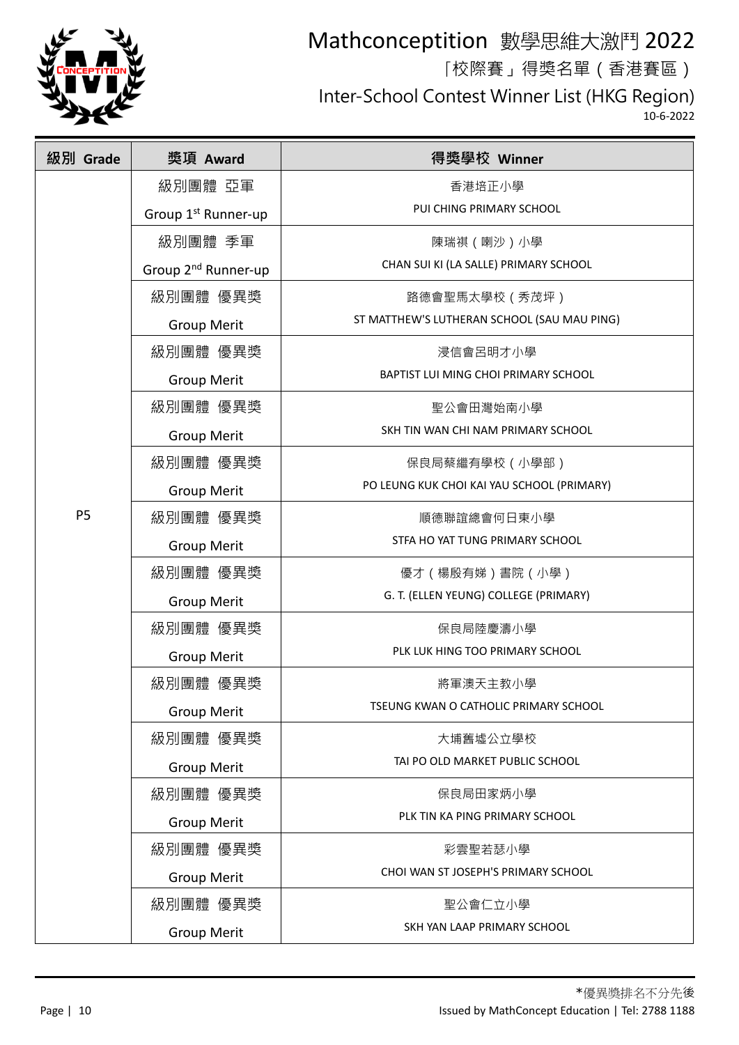# Mathconceptition 數學思維大激鬥 2022

「校際賽」得獎名單（香港賽區）

Inter-School Contest Winner List (HKG Region)

10-6-2022

| 級別 Grade | 獎項 Award | 得獎學校 Winner |
|---|---|---|
| P5 | 級別團體 亞軍<br>Group 1st Runner-up | 香港培正小學<br>PUI CHING PRIMARY SCHOOL |
| | 級別團體 季軍<br>Group 2nd Runner-up | 陳瑞祺（喇沙）小學<br>CHAN SUI KI (LA SALLE) PRIMARY SCHOOL |
| | 級別團體 優異獎<br>Group Merit | 路德會聖馬太學校（秀茂坪）<br>ST MATTHEW'S LUTHERAN SCHOOL (SAU MAU PING) |
| | 級別團體 優異獎<br>Group Merit | 浸信會呂明才小學<br>BAPTIST LUI MING CHOI PRIMARY SCHOOL |
| | 級別團體 優異獎<br>Group Merit | 聖公會田灣始南小學<br>SKH TIN WAN CHI NAM PRIMARY SCHOOL |
| | 級別團體 優異獎<br>Group Merit | 保良局蔡繼有學校（小學部）<br>PO LEUNG KUK CHOI KAI YAU SCHOOL (PRIMARY) |
| | 級別團體 優異獎<br>Group Merit | 順德聯誼總會何日東小學<br>STFA HO YAT TUNG PRIMARY SCHOOL |
| | 級別團體 優異獎<br>Group Merit | 優才（楊殷有娣）書院（小學）<br>G. T. (ELLEN YEUNG) COLLEGE (PRIMARY) |
| | 級別團體 優異獎<br>Group Merit | 保良局陸慶濤小學<br>PLK LUK HING TOO PRIMARY SCHOOL |
| | 級別團體 優異獎<br>Group Merit | 將軍澳天主教小學<br>TSEUNG KWAN O CATHOLIC PRIMARY SCHOOL |
| | 級別團體 優異獎<br>Group Merit | 大埔舊墟公立學校<br>TAI PO OLD MARKET PUBLIC SCHOOL |
| | 級別團體 優異獎<br>Group Merit | 保良局田家炳小學<br>PLK TIN KA PING PRIMARY SCHOOL |
| | 級別團體 優異獎<br>Group Merit | 彩雲聖若瑟小學<br>CHOI WAN ST JOSEPH'S PRIMARY SCHOOL |
| | 級別團體 優異獎<br>Group Merit | 聖公會仁立小學<br>SKH YAN LAAP PRIMARY SCHOOL |

*優異獎排名不分先後

Issued by MathConcept Education | Tel: 2788 1188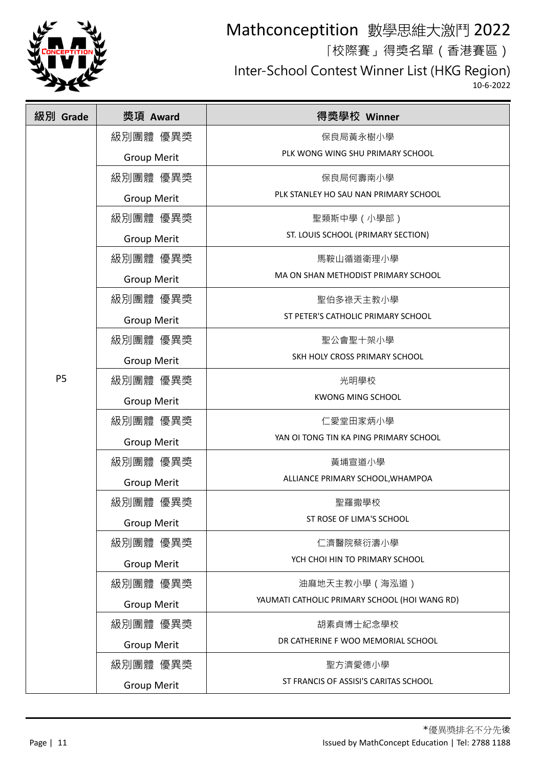# Mathconceptition 數學思維大激鬥 2022

「校際賽」得獎名單（香港賽區）

Inter-School Contest Winner List (HKG Region)

10-6-2022

| 級別 Grade | 獎項 Award | 得獎學校 Winner |
|---|---|---|
| P5 | 級別團體 優異獎 Group Merit | 保良局黃永樹小學 PLK WONG WING SHU PRIMARY SCHOOL |
| | 級別團體 優異獎 Group Merit | 保良局何壽南小學 PLK STANLEY HO SAU NAN PRIMARY SCHOOL |
| | 級別團體 優異獎 Group Merit | 聖類斯中學（小學部） ST. LOUIS SCHOOL (PRIMARY SECTION) |
| | 級別團體 優異獎 Group Merit | 馬鞍山循道衛理小學 MA ON SHAN METHODIST PRIMARY SCHOOL |
| | 級別團體 優異獎 Group Merit | 聖伯多祿天主教小學 ST PETER'S CATHOLIC PRIMARY SCHOOL |
| | 級別團體 優異獎 Group Merit | 聖公會聖十架小學 SKH HOLY CROSS PRIMARY SCHOOL |
| | 級別團體 優異獎 Group Merit | 光明學校 KWONG MING SCHOOL |
| | 級別團體 優異獎 Group Merit | 仁愛堂田家炳小學 YAN OI TONG TIN KA PING PRIMARY SCHOOL |
| | 級別團體 優異獎 Group Merit | 黃埔宣道小學 ALLIANCE PRIMARY SCHOOL,WHAMPOA |
| | 級別團體 優異獎 Group Merit | 聖羅撒學校 ST ROSE OF LIMA'S SCHOOL |
| | 級別團體 優異獎 Group Merit | 仁濟醫院蔡衍濤小學 YCH CHOI HIN TO PRIMARY SCHOOL |
| | 級別團體 優異獎 Group Merit | 油麻地天主教小學（海泓道） YAUMATI CATHOLIC PRIMARY SCHOOL (HOI WANG RD) |
| | 級別團體 優異獎 Group Merit | 胡素貞博士紀念學校 DR CATHERINE F WOO MEMORIAL SCHOOL |
| | 級別團體 優異獎 Group Merit | 聖方濟愛德小學 ST FRANCIS OF ASSISI'S CARITAS SCHOOL |

*優異獎排名不分先後

Issued by MathConcept Education | Tel: 2788 1188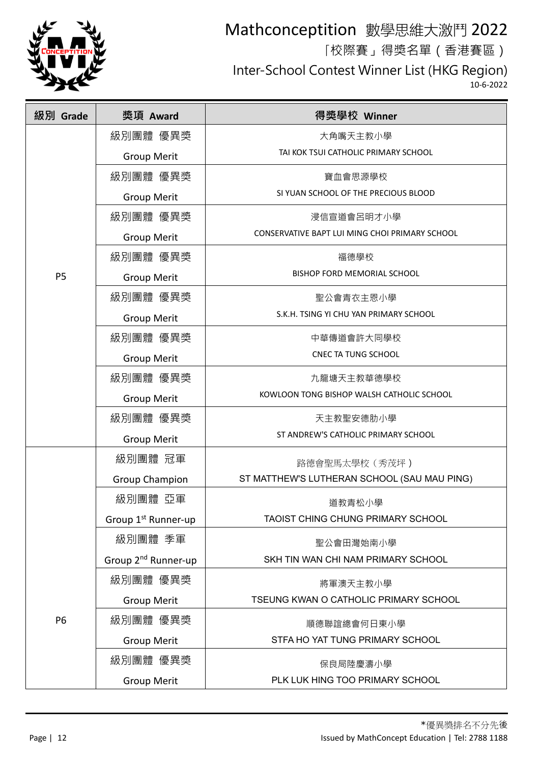# Mathconceptition 數學思維大激鬥 2022

「校際賽」得獎名單（香港賽區）

Inter-School Contest Winner List (HKG Region)

10-6-2022

| 級別 Grade | 獎項 Award | 得獎學校 Winner |
|---|---|---|
| P5 | 級別團體 優異獎 Group Merit | 大角嘴天主教小學 TAI KOK TSUI CATHOLIC PRIMARY SCHOOL |
| | 級別團體 優異獎 Group Merit | 寶血會思源學校 SI YUAN SCHOOL OF THE PRECIOUS BLOOD |
| | 級別團體 優異獎 Group Merit | 浸信宣道會呂明才小學 CONSERVATIVE BAPT LUI MING CHOI PRIMARY SCHOOL |
| | 級別團體 優異獎 Group Merit | 福德學校 BISHOP FORD MEMORIAL SCHOOL |
| | 級別團體 優異獎 Group Merit | 聖公會青衣主恩小學 S.K.H. TSING YI CHU YAN PRIMARY SCHOOL |
| | 級別團體 優異獎 Group Merit | 中華傳道會許大同學校 CNEC TA TUNG SCHOOL |
| | 級別團體 優異獎 Group Merit | 九龍塘天主教華德學校 KOWLOON TONG BISHOP WALSH CATHOLIC SCHOOL |
| | 級別團體 優異獎 Group Merit | 天主教聖安德肋小學 ST ANDREW'S CATHOLIC PRIMARY SCHOOL |
| P6 | 級別團體 冠軍 Group Champion | 路德會聖馬太學校（秀茂坪） ST MATTHEW'S LUTHERAN SCHOOL (SAU MAU PING) |
| | 級別團體 亞軍 Group 1st Runner-up | 道教青松小學 TAOIST CHING CHUNG PRIMARY SCHOOL |
| | 級別團體 季軍 Group 2nd Runner-up | 聖公會田灣始南小學 SKH TIN WAN CHI NAM PRIMARY SCHOOL |
| | 級別團體 優異獎 Group Merit | 將軍澳天主教小學 TSEUNG KWAN O CATHOLIC PRIMARY SCHOOL |
| | 級別團體 優異獎 Group Merit | 順德聯誼總會何日東小學 STFA HO YAT TUNG PRIMARY SCHOOL |
| | 級別團體 優異獎 Group Merit | 保良局陸慶濤小學 PLK LUK HING TOO PRIMARY SCHOOL |

*優異獎排名不分先後

Issued by MathConcept Education | Tel: 2788 1188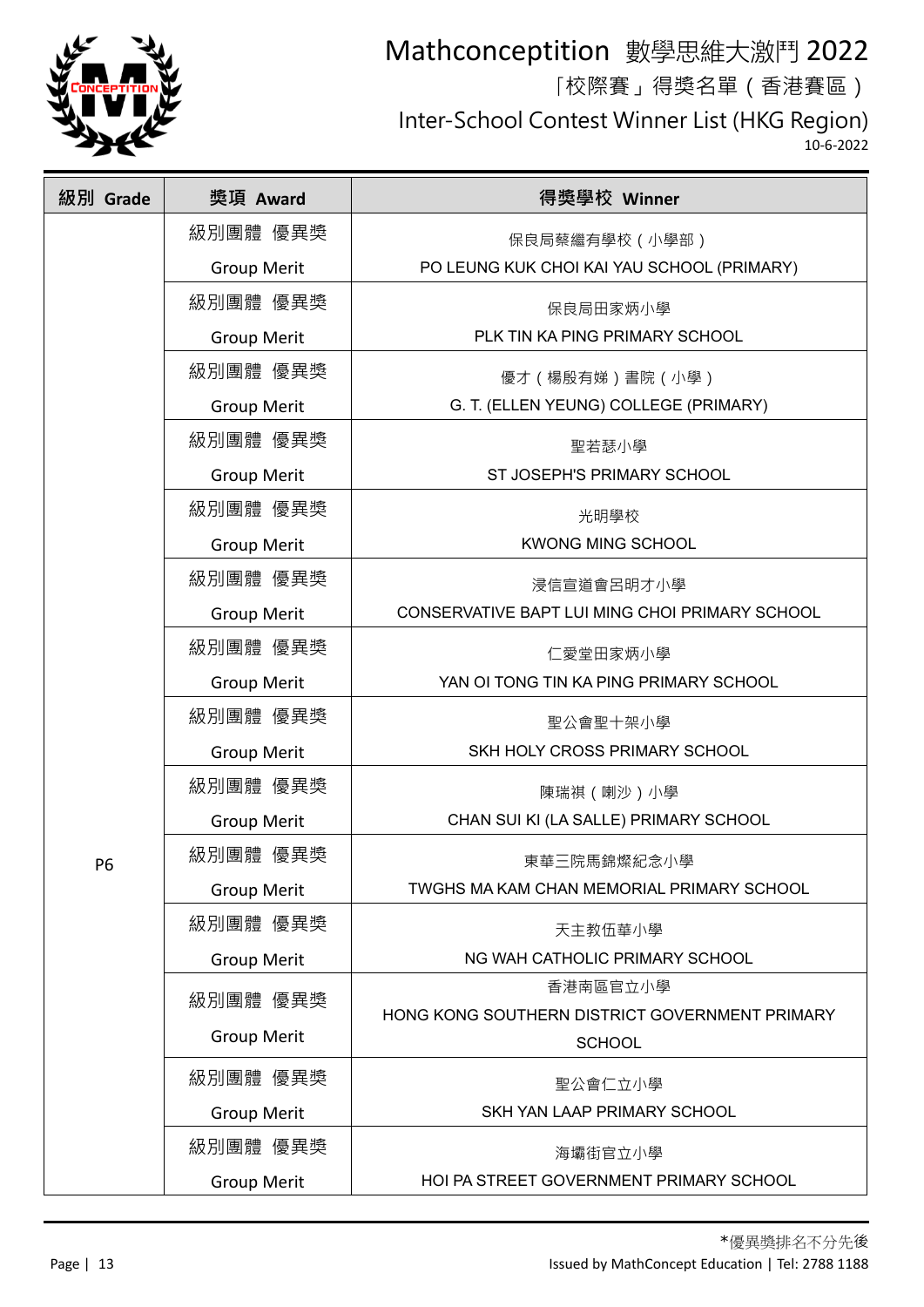# Mathconceptition 數學思維大激鬥 2022

「校際賽」得獎名單（香港賽區）

Inter-School Contest Winner List (HKG Region)

10-6-2022

| 級別 Grade | 獎項 Award | 得獎學校 Winner |
|---|---|---|
| P6 | 級別團體 優異獎 Group Merit | 保良局蔡繼有學校（小學部） PO LEUNG KUK CHOI KAI YAU SCHOOL (PRIMARY) |
| | 級別團體 優異獎 Group Merit | 保良局田家炳小學 PLK TIN KA PING PRIMARY SCHOOL |
| | 級別團體 優異獎 Group Merit | 優才（楊殷有娣）書院（小學） G. T. (ELLEN YEUNG) COLLEGE (PRIMARY) |
| | 級別團體 優異獎 Group Merit | 聖若瑟小學 ST JOSEPH'S PRIMARY SCHOOL |
| | 級別團體 優異獎 Group Merit | 光明學校 KWONG MING SCHOOL |
| | 級別團體 優異獎 Group Merit | 浸信宣道會呂明才小學 CONSERVATIVE BAPT LUI MING CHOI PRIMARY SCHOOL |
| | 級別團體 優異獎 Group Merit | 仁愛堂田家炳小學 YAN OI TONG TIN KA PING PRIMARY SCHOOL |
| | 級別團體 優異獎 Group Merit | 聖公會聖十架小學 SKH HOLY CROSS PRIMARY SCHOOL |
| | 級別團體 優異獎 Group Merit | 陳瑞祺（喇沙）小學 CHAN SUI KI (LA SALLE) PRIMARY SCHOOL |
| | 級別團體 優異獎 Group Merit | 東華三院馬錦燦紀念小學 TWGHS MA KAM CHAN MEMORIAL PRIMARY SCHOOL |
| | 級別團體 優異獎 Group Merit | 天主教伍華小學 NG WAH CATHOLIC PRIMARY SCHOOL |
| | 級別團體 優異獎 Group Merit | 香港南區官立小學 HONG KONG SOUTHERN DISTRICT GOVERNMENT PRIMARY SCHOOL |
| | 級別團體 優異獎 Group Merit | 聖公會仁立小學 SKH YAN LAAP PRIMARY SCHOOL |
| | 級別團體 優異獎 Group Merit | 海壩街官立小學 HOI PA STREET GOVERNMENT PRIMARY SCHOOL |

*優異獎排名不分先後

Issued by MathConcept Education | Tel: 2788 1188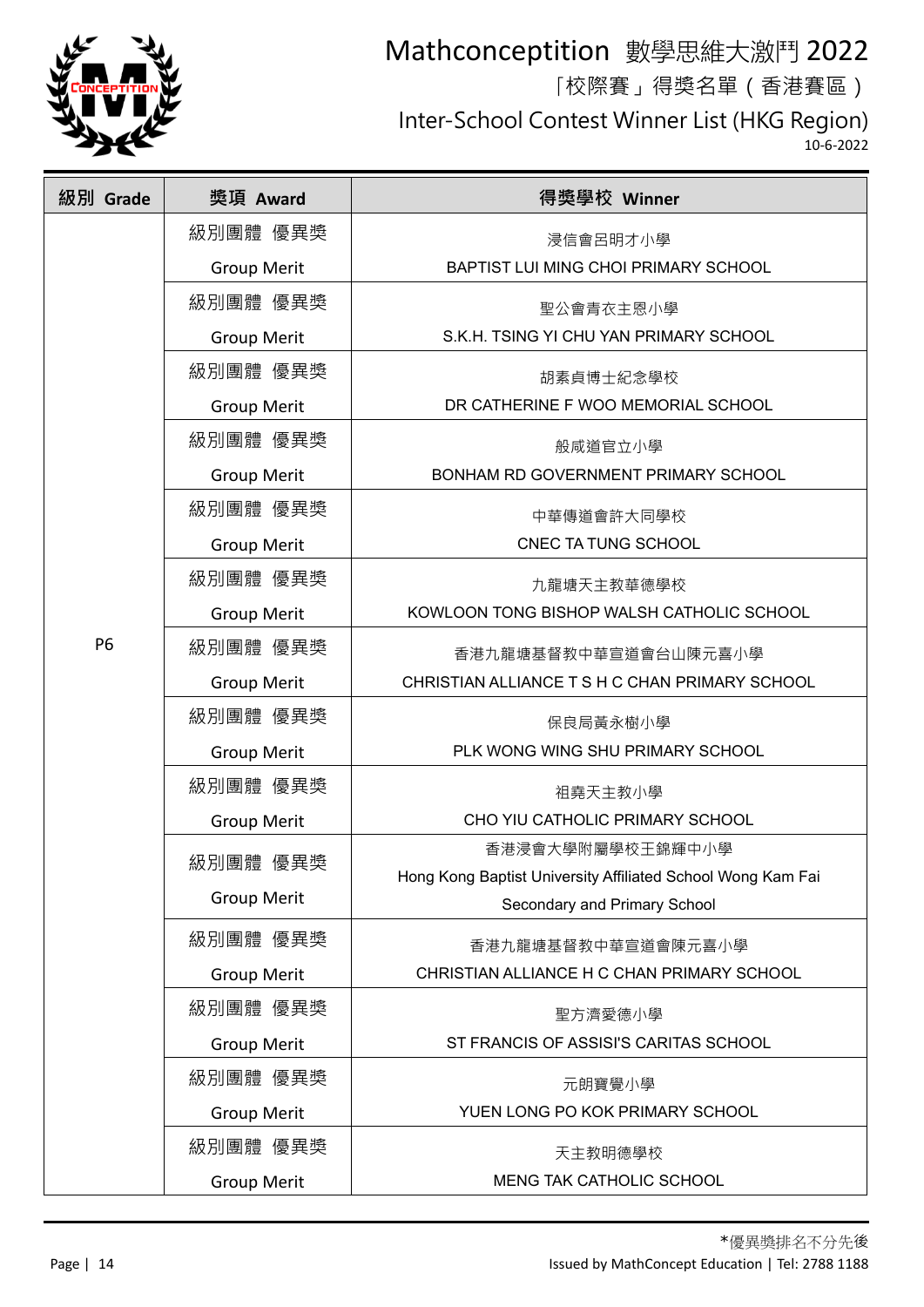# Mathconceptition 數學思維大激鬥 2022

「校際賽」得獎名單（香港賽區）

Inter-School Contest Winner List (HKG Region)

10-6-2022

| 級別 Grade | 獎項 Award | 得獎學校 Winner |
|---|---|---|
| P6 | 級別團體 優異獎 Group Merit | 浸信會呂明才小學 BAPTIST LUI MING CHOI PRIMARY SCHOOL |
| | 級別團體 優異獎 Group Merit | 聖公會青衣主恩小學 S.K.H. TSING YI CHU YAN PRIMARY SCHOOL |
| | 級別團體 優異獎 Group Merit | 胡素貞博士紀念學校 DR CATHERINE F WOO MEMORIAL SCHOOL |
| | 級別團體 優異獎 Group Merit | 般咸道官立小學 BONHAM RD GOVERNMENT PRIMARY SCHOOL |
| | 級別團體 優異獎 Group Merit | 中華傳道會許大同學校 CNEC TA TUNG SCHOOL |
| | 級別團體 優異獎 Group Merit | 九龍塘天主教華德學校 KOWLOON TONG BISHOP WALSH CATHOLIC SCHOOL |
| | 級別團體 優異獎 Group Merit | 香港九龍塘基督教中華宣道會台山陳元喜小學 CHRISTIAN ALLIANCE T S H C CHAN PRIMARY SCHOOL |
| | 級別團體 優異獎 Group Merit | 保良局黃永樹小學 PLK WONG WING SHU PRIMARY SCHOOL |
| | 級別團體 優異獎 Group Merit | 祖堯天主教小學 CHO YIU CATHOLIC PRIMARY SCHOOL |
| | 級別團體 優異獎 Group Merit | 香港浸會大學附屬學校王錦輝中小學 Hong Kong Baptist University Affiliated School Wong Kam Fai Secondary and Primary School |
| | 級別團體 優異獎 Group Merit | 香港九龍塘基督教中華宣道會陳元喜小學 CHRISTIAN ALLIANCE H C CHAN PRIMARY SCHOOL |
| | 級別團體 優異獎 Group Merit | 聖方濟愛德小學 ST FRANCIS OF ASSISI'S CARITAS SCHOOL |
| | 級別團體 優異獎 Group Merit | 元朗寶覺小學 YUEN LONG PO KOK PRIMARY SCHOOL |
| | 級別團體 優異獎 Group Merit | 天主教明德學校 MENG TAK CATHOLIC SCHOOL |

*優異獎排名不分先後

Issued by MathConcept Education | Tel: 2788 1188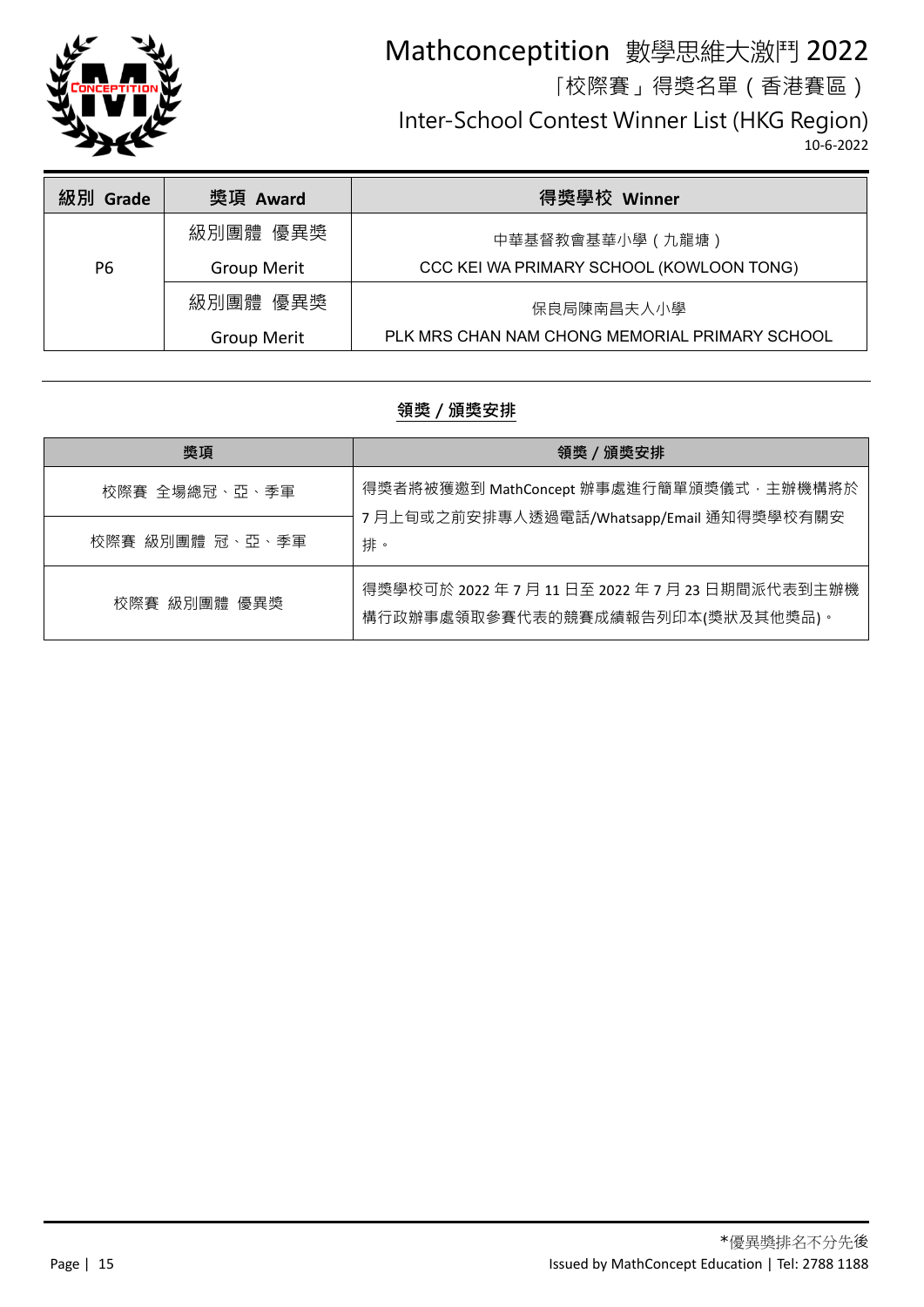# Mathconceptition 數學思維大激鬥 2022

「校際賽」得獎名單（香港賽區）

Inter-School Contest Winner List (HKG Region)

10-6-2022

| 級別 Grade | 獎項 Award | 得獎學校 Winner |
|---|---|---|
| P6 | 級別團體 優異獎<br>Group Merit | 中華基督教會基華小學（九龍塘）<br>CCC KEI WA PRIMARY SCHOOL (KOWLOON TONG) |
| | 級別團體 優異獎<br>Group Merit | 保良局陳南昌夫人小學<br>PLK MRS CHAN NAM CHONG MEMORIAL PRIMARY SCHOOL |

## 領獎 / 頒獎安排

| 獎項 | 領獎 / 頒獎安排 |
|---|---|
| 校際賽 全場總冠、亞、季軍 | 得獎者將被獲邀到 MathConcept 辦事處進行簡單頒獎儀式，主辦機構將於 7 月上旬或之前安排專人透過電話/Whatsapp/Email 通知得獎學校有關安排。 |
| 校際賽 級別團體 冠、亞、季軍 | |
| 校際賽 級別團體 優異獎 | 得獎學校可於 2022 年 7 月 11 日至 2022 年 7 月 23 日期間派代表到主辦機構行政辦事處領取參賽代表的競賽成績報告列印本(獎狀及其他獎品)。 |

*優異獎排名不分先後